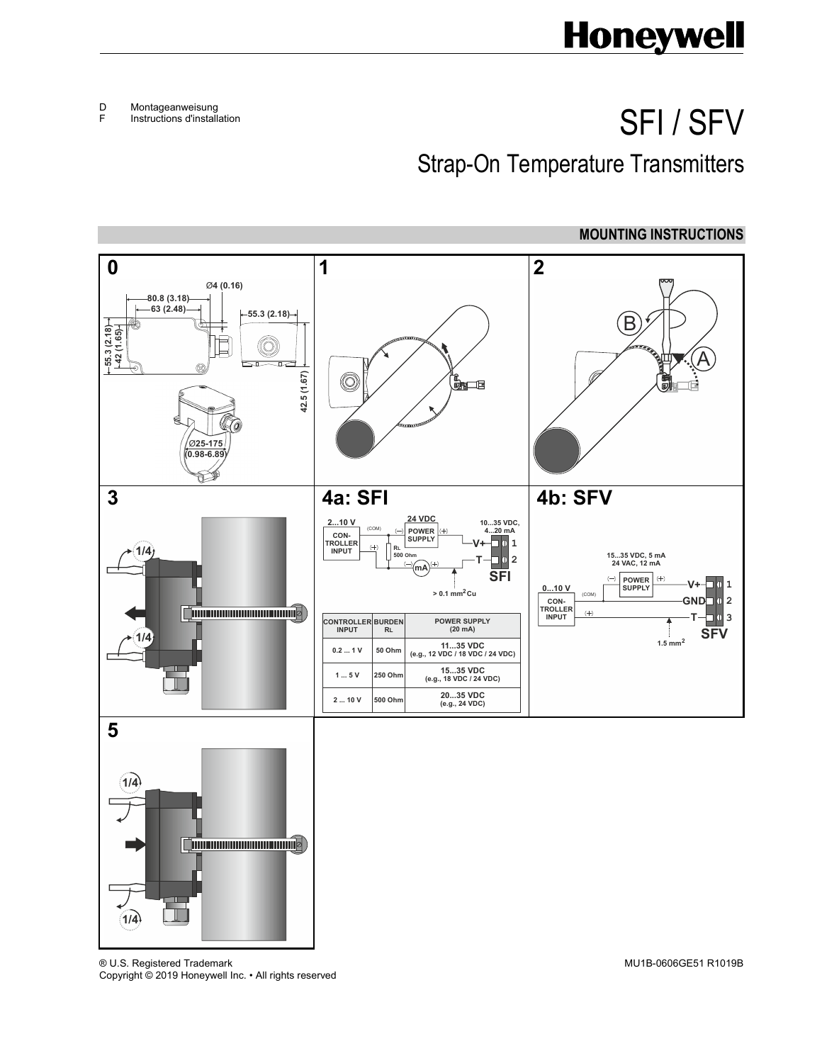# Honeywell

D Montageanweisung
F Instructions d'installation

# SFI / SFV

## Strap-On Temperature Transmitters

### MOUNTING INSTRUCTIONS

**0**

Ø4 (0.16)
80.8 (3.18)
63 (2.48)
55.3 (2.18)
55.3 (2.18)
42 (1.65)
42.5 (1.67)
Ø25-175 (0.98-6.89)

**1**

**2**

A
B

**3**

1/4
1/4

**4a: SFI**

2...10 V
CON-TROLLER INPUT
(COM)
24 VDC
POWER SUPPLY
RL 500 Ohm
mA
10...35 VDC, 4...20 mA
V+ 1
T 2
SFI
> 0.1 mm² Cu

| CONTROLLER INPUT | BURDEN RL | POWER SUPPLY (20 mA) |
|---|---|---|
| 0.2 ... 1 V | 50 Ohm | 11...35 VDC (e.g., 12 VDC / 18 VDC / 24 VDC) |
| 1 ... 5 V | 250 Ohm | 15...35 VDC (e.g., 18 VDC / 24 VDC) |
| 2 ... 10 V | 500 Ohm | 20...35 VDC (e.g., 24 VDC) |

**4b: SFV**

15...35 VDC, 5 mA
24 VAC, 12 mA
0...10 V
CON-TROLLER INPUT
(COM)
POWER SUPPLY
V+ 1
GND 2
T 3
SFV
1.5 mm²

**5**

1/4
1/4

® U.S. Registered Trademark
Copyright © 2019 Honeywell Inc. • All rights reserved

MU1B-0606GE51 R1019B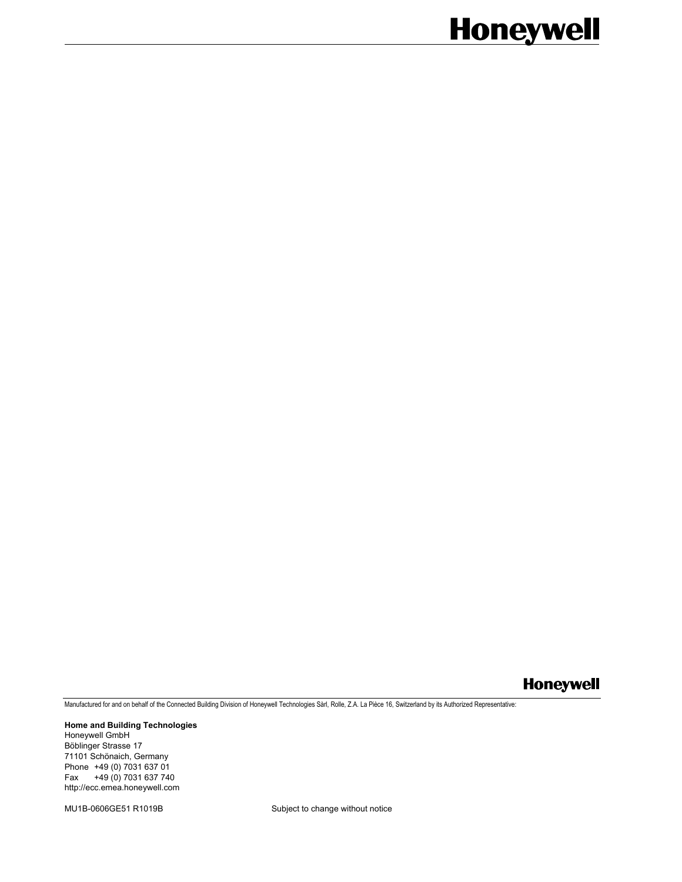Manufactured for and on behalf of the Connected Building Division of Honeywell Technologies Sàrl, Rolle, Z.A. La Pièce 16, Switzerland by its Authorized Representative:

**Home and Building Technologies**
Honeywell GmbH
Böblinger Strasse 17
71101 Schönaich, Germany
Phone +49 (0) 7031 637 01
Fax +49 (0) 7031 637 740
http://ecc.emea.honeywell.com

MU1B-0606GE51 R1019B

Subject to change without notice